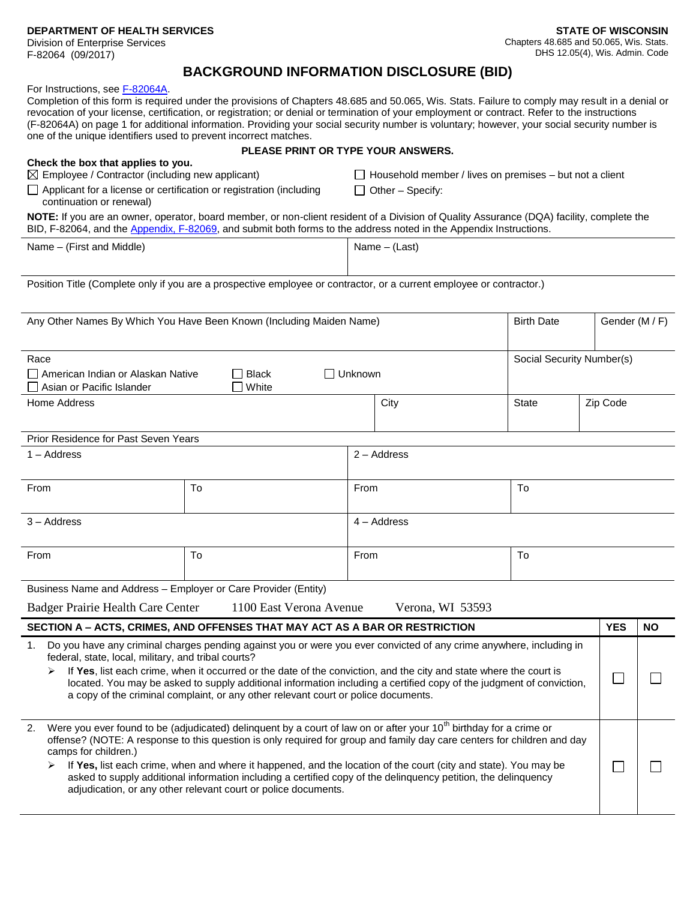**DEPARTMENT OF HEALTH SERVICES**
Division of Enterprise Services
F-82064 (09/2017)

**STATE OF WISCONSIN**
Chapters 48.685 and 50.065, Wis. Stats.
DHS 12.05(4), Wis. Admin. Code

# BACKGROUND INFORMATION DISCLOSURE (BID)

For Instructions, see F-82064A.

Completion of this form is required under the provisions of Chapters 48.685 and 50.065, Wis. Stats. Failure to comply may result in a denial or revocation of your license, certification, or registration; or denial or termination of your employment or contract. Refer to the instructions (F-82064A) on page 1 for additional information. Providing your social security number is voluntary; however, your social security number is one of the unique identifiers used to prevent incorrect matches.

**PLEASE PRINT OR TYPE YOUR ANSWERS.**

**Check the box that applies to you.**

☒ Employee / Contractor (including new applicant)
☐ Applicant for a license or certification or registration (including continuation or renewal)
☐ Household member / lives on premises – but not a client
☐ Other – Specify:

**NOTE:** If you are an owner, operator, board member, or non-client resident of a Division of Quality Assurance (DQA) facility, complete the BID, F-82064, and the Appendix, F-82069, and submit both forms to the address noted in the Appendix Instructions.

| Name – (First and Middle) | Name – (Last) |
|---|---|
| | |

| Position Title (Complete only if you are a prospective employee or contractor, or a current employee or contractor.) |
|---|
| |

| Any Other Names By Which You Have Been Known (Including Maiden Name) | Birth Date | Gender (M / F) |
|---|---|---|
| | | |

| Race | Social Security Number(s) |
|---|---|
| ☐ American Indian or Alaskan Native ☐ Black ☐ Unknown ☐ Asian or Pacific Islander ☐ White | |

| Home Address | City | State | Zip Code |
|---|---|---|---|
| | | | |

Prior Residence for Past Seven Years

| 1 – Address | | 2 – Address | |
|---|---|---|---|
| From | To | From | To |
| 3 – Address | | 4 – Address | |
| From | To | From | To |

Business Name and Address – Employer or Care Provider (Entity)

Badger Prairie Health Care Center 1100 East Verona Avenue Verona, WI 53593

| SECTION A – ACTS, CRIMES, AND OFFENSES THAT MAY ACT AS A BAR OR RESTRICTION | YES | NO |
|---|---|---|
| 1. Do you have any criminal charges pending against you or were you ever convicted of any crime anywhere, including in federal, state, local, military, and tribal courts? ➢ If **Yes**, list each crime, when it occurred or the date of the conviction, and the city and state where the court is located. You may be asked to supply additional information including a certified copy of the judgment of conviction, a copy of the criminal complaint, or any other relevant court or police documents. | ☐ | ☐ |
| 2. Were you ever found to be (adjudicated) delinquent by a court of law on or after your 10th birthday for a crime or offense? (NOTE: A response to this question is only required for group and family day care centers for children and day camps for children.) ➢ If **Yes,** list each crime, when and where it happened, and the location of the court (city and state). You may be asked to supply additional information including a certified copy of the delinquency petition, the delinquency adjudication, or any other relevant court or police documents. | ☐ | ☐ |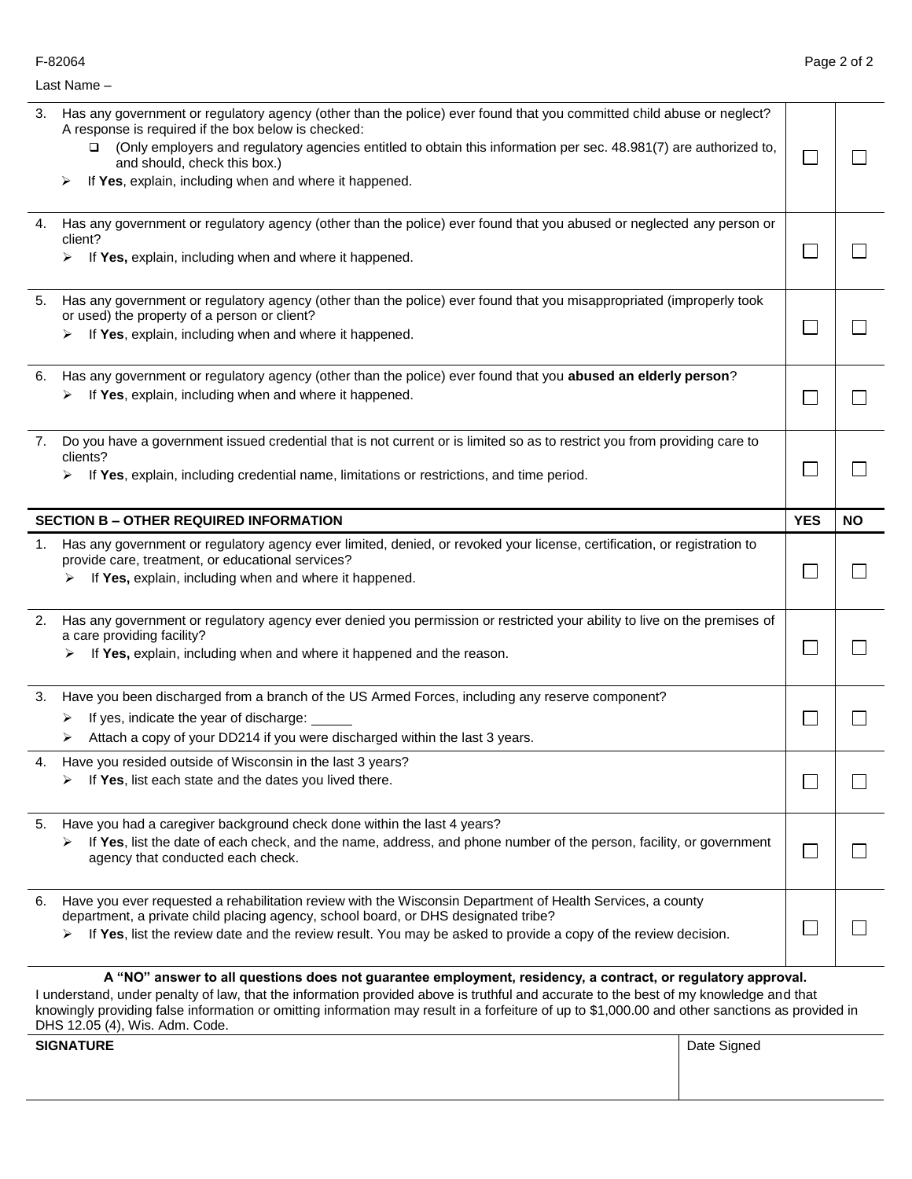F-82064

Last Name –

| | | |
|---|---|---|
| 3. Has any government or regulatory agency (other than the police) ever found that you committed child abuse or neglect? A response is required if the box below is checked:<br>❑ (Only employers and regulatory agencies entitled to obtain this information per sec. 48.981(7) are authorized to, and should, check this box.)<br>➢ If **Yes**, explain, including when and where it happened. | ☐ | ☐ |
| 4. Has any government or regulatory agency (other than the police) ever found that you abused or neglected any person or client?<br>➢ If **Yes,** explain, including when and where it happened. | ☐ | ☐ |
| 5. Has any government or regulatory agency (other than the police) ever found that you misappropriated (improperly took or used) the property of a person or client?<br>➢ If **Yes**, explain, including when and where it happened. | ☐ | ☐ |
| 6. Has any government or regulatory agency (other than the police) ever found that you **abused an elderly person**?<br>➢ If **Yes**, explain, including when and where it happened. | ☐ | ☐ |
| 7. Do you have a government issued credential that is not current or is limited so as to restrict you from providing care to clients?<br>➢ If **Yes**, explain, including credential name, limitations or restrictions, and time period. | ☐ | ☐ |

| SECTION B – OTHER REQUIRED INFORMATION | YES | NO |
|---|---|---|
| 1. Has any government or regulatory agency ever limited, denied, or revoked your license, certification, or registration to provide care, treatment, or educational services?<br>➢ If **Yes,** explain, including when and where it happened. | ☐ | ☐ |
| 2. Has any government or regulatory agency ever denied you permission or restricted your ability to live on the premises of a care providing facility?<br>➢ If **Yes,** explain, including when and where it happened and the reason. | ☐ | ☐ |
| 3. Have you been discharged from a branch of the US Armed Forces, including any reserve component?<br>➢ If yes, indicate the year of discharge: ______<br>➢ Attach a copy of your DD214 if you were discharged within the last 3 years. | ☐ | ☐ |
| 4. Have you resided outside of Wisconsin in the last 3 years?<br>➢ If **Yes**, list each state and the dates you lived there. | ☐ | ☐ |
| 5. Have you had a caregiver background check done within the last 4 years?<br>➢ If **Yes**, list the date of each check, and the name, address, and phone number of the person, facility, or government agency that conducted each check. | ☐ | ☐ |
| 6. Have you ever requested a rehabilitation review with the Wisconsin Department of Health Services, a county department, a private child placing agency, school board, or DHS designated tribe?<br>➢ If **Yes**, list the review date and the review result. You may be asked to provide a copy of the review decision. | ☐ | ☐ |

**A "NO" answer to all questions does not guarantee employment, residency, a contract, or regulatory approval.**

I understand, under penalty of law, that the information provided above is truthful and accurate to the best of my knowledge and that knowingly providing false information or omitting information may result in a forfeiture of up to $1,000.00 and other sanctions as provided in DHS 12.05 (4), Wis. Adm. Code.

| SIGNATURE | Date Signed |
|---|---|
| | |